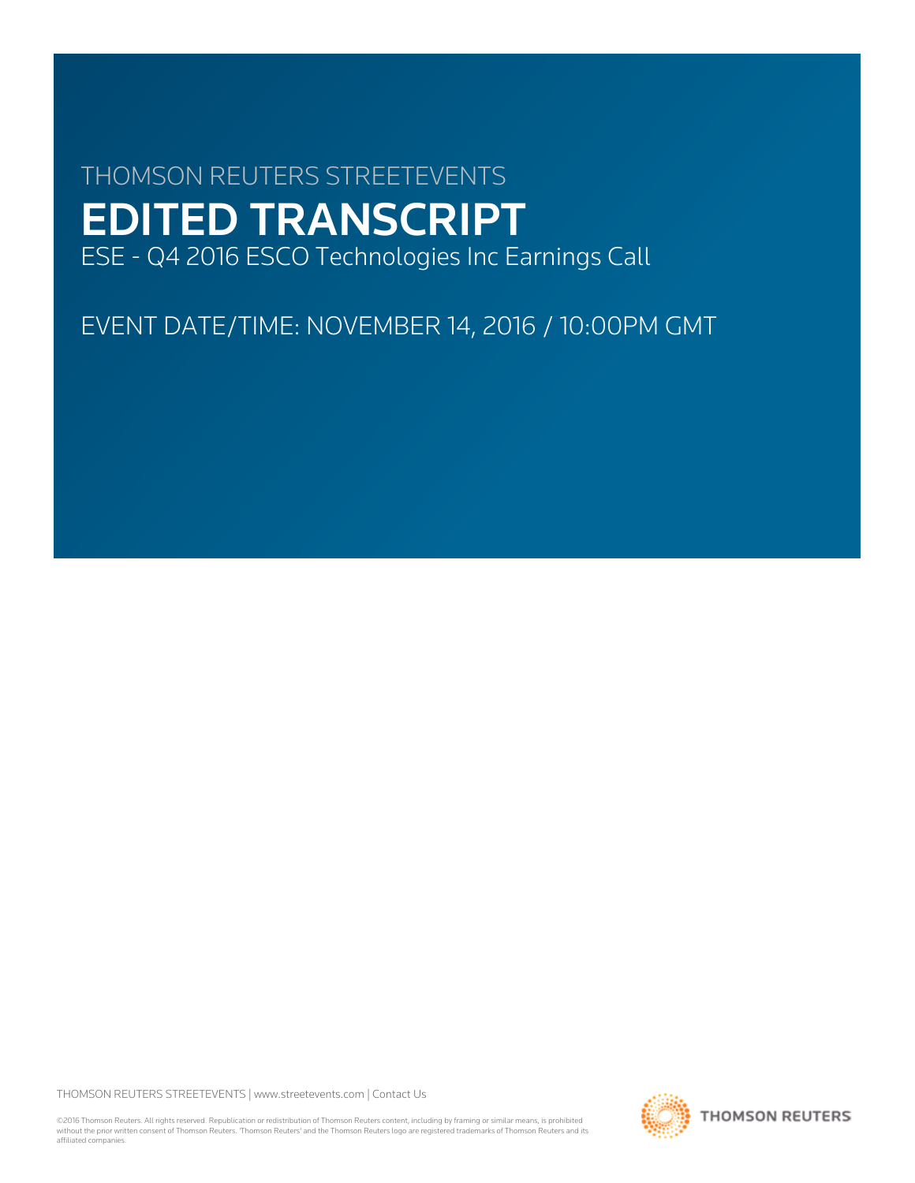THOMSON REUTERS STREETEVENTS

# EDITED TRANSCRIPT

ESE - Q4 2016 ESCO Technologies Inc Earnings Call

EVENT DATE/TIME: NOVEMBER 14, 2016 / 10:00PM GMT

THOMSON REUTERS STREETEVENTS | www.streetevents.com | Contact Us

©2016 Thomson Reuters. All rights reserved. Republication or redistribution of Thomson Reuters content, including by framing or similar means, is prohibited without the prior written consent of Thomson Reuters. 'Thomson Reuters' and the Thomson Reuters logo are registered trademarks of Thomson Reuters and its affiliated companies.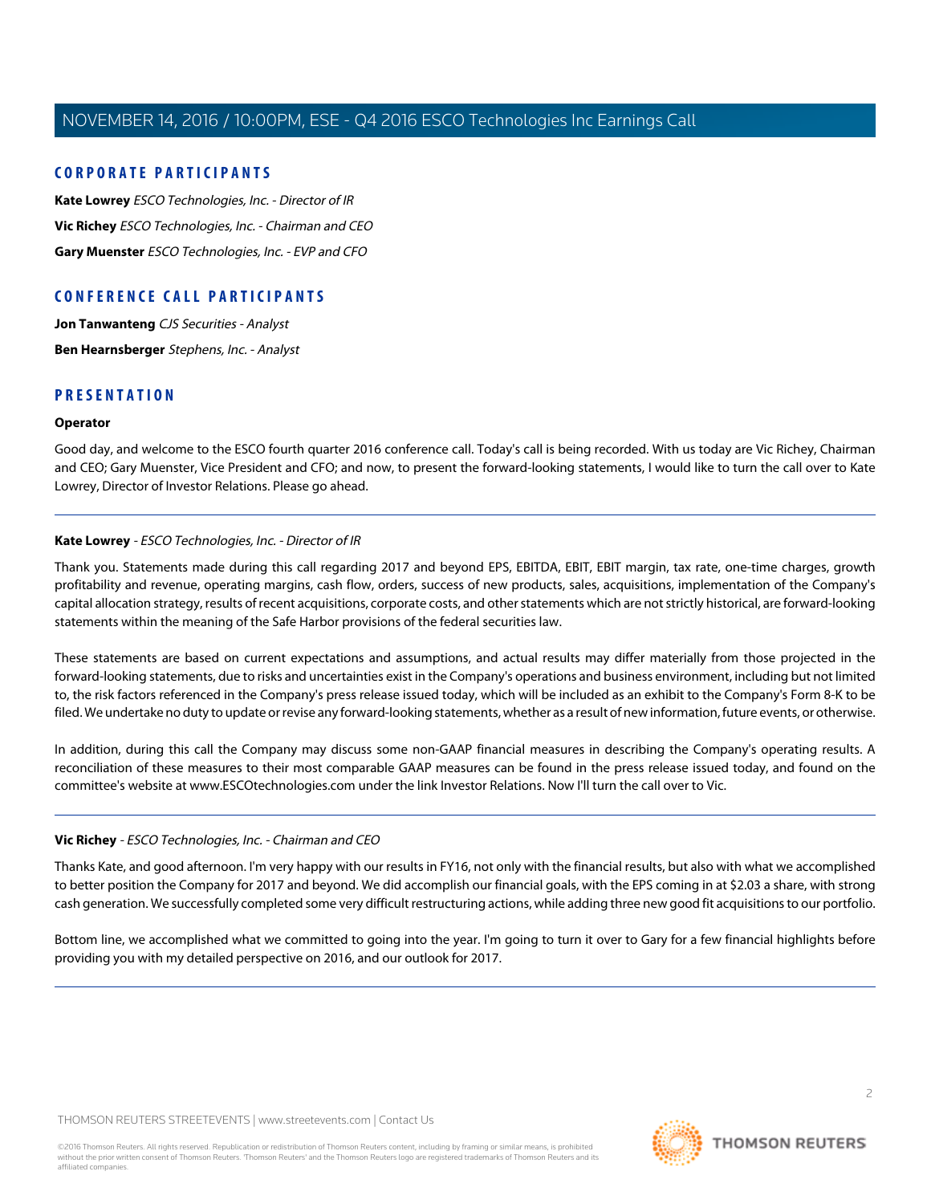## CORPORATE PARTICIPANTS

**Kate Lowrey** *ESCO Technologies, Inc. - Director of IR*

**Vic Richey** *ESCO Technologies, Inc. - Chairman and CEO*

**Gary Muenster** *ESCO Technologies, Inc. - EVP and CFO*

## CONFERENCE CALL PARTICIPANTS

**Jon Tanwanteng** *CJS Securities - Analyst*

**Ben Hearnsberger** *Stephens, Inc. - Analyst*

## PRESENTATION

**Operator**

Good day, and welcome to the ESCO fourth quarter 2016 conference call. Today's call is being recorded. With us today are Vic Richey, Chairman and CEO; Gary Muenster, Vice President and CFO; and now, to present the forward-looking statements, I would like to turn the call over to Kate Lowrey, Director of Investor Relations. Please go ahead.

---

**Kate Lowrey** - *ESCO Technologies, Inc. - Director of IR*

Thank you. Statements made during this call regarding 2017 and beyond EPS, EBITDA, EBIT, EBIT margin, tax rate, one-time charges, growth profitability and revenue, operating margins, cash flow, orders, success of new products, sales, acquisitions, implementation of the Company's capital allocation strategy, results of recent acquisitions, corporate costs, and other statements which are not strictly historical, are forward-looking statements within the meaning of the Safe Harbor provisions of the federal securities law.

These statements are based on current expectations and assumptions, and actual results may differ materially from those projected in the forward-looking statements, due to risks and uncertainties exist in the Company's operations and business environment, including but not limited to, the risk factors referenced in the Company's press release issued today, which will be included as an exhibit to the Company's Form 8-K to be filed. We undertake no duty to update or revise any forward-looking statements, whether as a result of new information, future events, or otherwise.

In addition, during this call the Company may discuss some non-GAAP financial measures in describing the Company's operating results. A reconciliation of these measures to their most comparable GAAP measures can be found in the press release issued today, and found on the committee's website at www.ESCOtechnologies.com under the link Investor Relations. Now I'll turn the call over to Vic.

---

**Vic Richey** - *ESCO Technologies, Inc. - Chairman and CEO*

Thanks Kate, and good afternoon. I'm very happy with our results in FY16, not only with the financial results, but also with what we accomplished to better position the Company for 2017 and beyond. We did accomplish our financial goals, with the EPS coming in at $2.03 a share, with strong cash generation. We successfully completed some very difficult restructuring actions, while adding three new good fit acquisitions to our portfolio.

Bottom line, we accomplished what we committed to going into the year. I'm going to turn it over to Gary for a few financial highlights before providing you with my detailed perspective on 2016, and our outlook for 2017.

---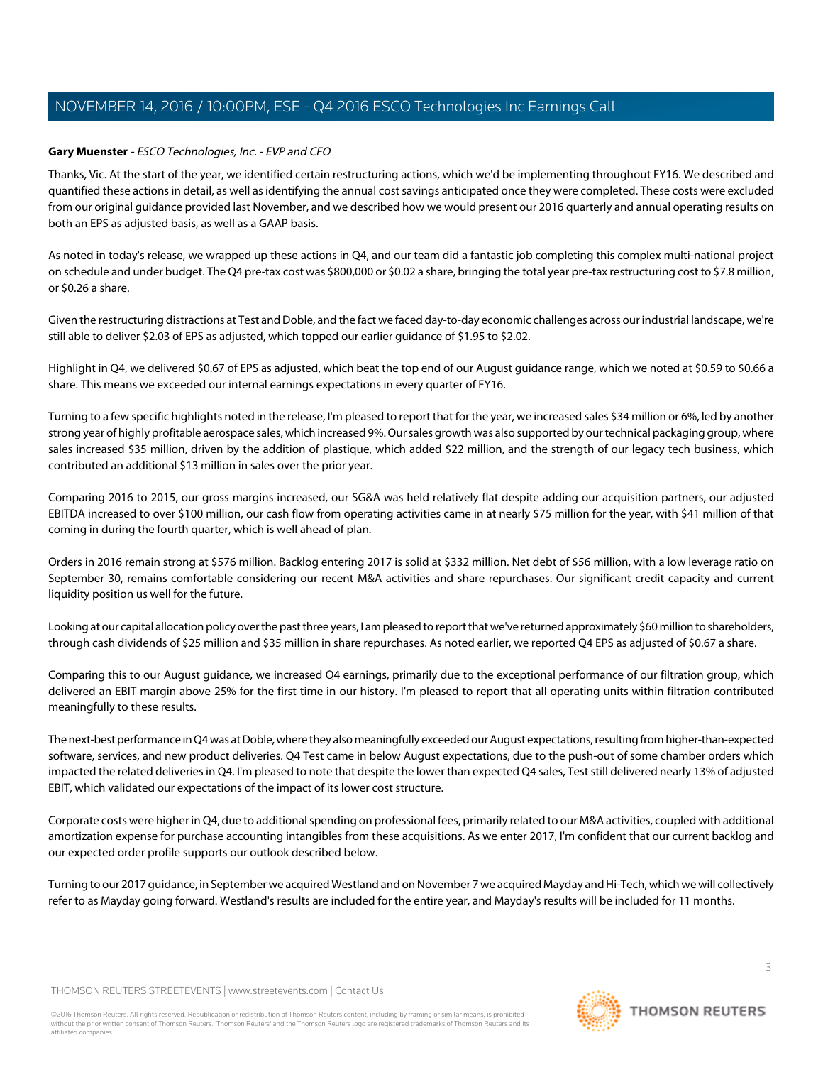**Gary Muenster** - *ESCO Technologies, Inc. - EVP and CFO*

Thanks, Vic. At the start of the year, we identified certain restructuring actions, which we'd be implementing throughout FY16. We described and quantified these actions in detail, as well as identifying the annual cost savings anticipated once they were completed. These costs were excluded from our original guidance provided last November, and we described how we would present our 2016 quarterly and annual operating results on both an EPS as adjusted basis, as well as a GAAP basis.

As noted in today's release, we wrapped up these actions in Q4, and our team did a fantastic job completing this complex multi-national project on schedule and under budget. The Q4 pre-tax cost was $800,000 or $0.02 a share, bringing the total year pre-tax restructuring cost to $7.8 million, or $0.26 a share.

Given the restructuring distractions at Test and Doble, and the fact we faced day-to-day economic challenges across our industrial landscape, we're still able to deliver $2.03 of EPS as adjusted, which topped our earlier guidance of $1.95 to $2.02.

Highlight in Q4, we delivered $0.67 of EPS as adjusted, which beat the top end of our August guidance range, which we noted at $0.59 to $0.66 a share. This means we exceeded our internal earnings expectations in every quarter of FY16.

Turning to a few specific highlights noted in the release, I'm pleased to report that for the year, we increased sales $34 million or 6%, led by another strong year of highly profitable aerospace sales, which increased 9%. Our sales growth was also supported by our technical packaging group, where sales increased $35 million, driven by the addition of plastique, which added $22 million, and the strength of our legacy tech business, which contributed an additional $13 million in sales over the prior year.

Comparing 2016 to 2015, our gross margins increased, our SG&A was held relatively flat despite adding our acquisition partners, our adjusted EBITDA increased to over $100 million, our cash flow from operating activities came in at nearly $75 million for the year, with $41 million of that coming in during the fourth quarter, which is well ahead of plan.

Orders in 2016 remain strong at $576 million. Backlog entering 2017 is solid at $332 million. Net debt of $56 million, with a low leverage ratio on September 30, remains comfortable considering our recent M&A activities and share repurchases. Our significant credit capacity and current liquidity position us well for the future.

Looking at our capital allocation policy over the past three years, I am pleased to report that we've returned approximately $60 million to shareholders, through cash dividends of $25 million and $35 million in share repurchases. As noted earlier, we reported Q4 EPS as adjusted of $0.67 a share.

Comparing this to our August guidance, we increased Q4 earnings, primarily due to the exceptional performance of our filtration group, which delivered an EBIT margin above 25% for the first time in our history. I'm pleased to report that all operating units within filtration contributed meaningfully to these results.

The next-best performance in Q4 was at Doble, where they also meaningfully exceeded our August expectations, resulting from higher-than-expected software, services, and new product deliveries. Q4 Test came in below August expectations, due to the push-out of some chamber orders which impacted the related deliveries in Q4. I'm pleased to note that despite the lower than expected Q4 sales, Test still delivered nearly 13% of adjusted EBIT, which validated our expectations of the impact of its lower cost structure.

Corporate costs were higher in Q4, due to additional spending on professional fees, primarily related to our M&A activities, coupled with additional amortization expense for purchase accounting intangibles from these acquisitions. As we enter 2017, I'm confident that our current backlog and our expected order profile supports our outlook described below.

Turning to our 2017 guidance, in September we acquired Westland and on November 7 we acquired Mayday and Hi-Tech, which we will collectively refer to as Mayday going forward. Westland's results are included for the entire year, and Mayday's results will be included for 11 months.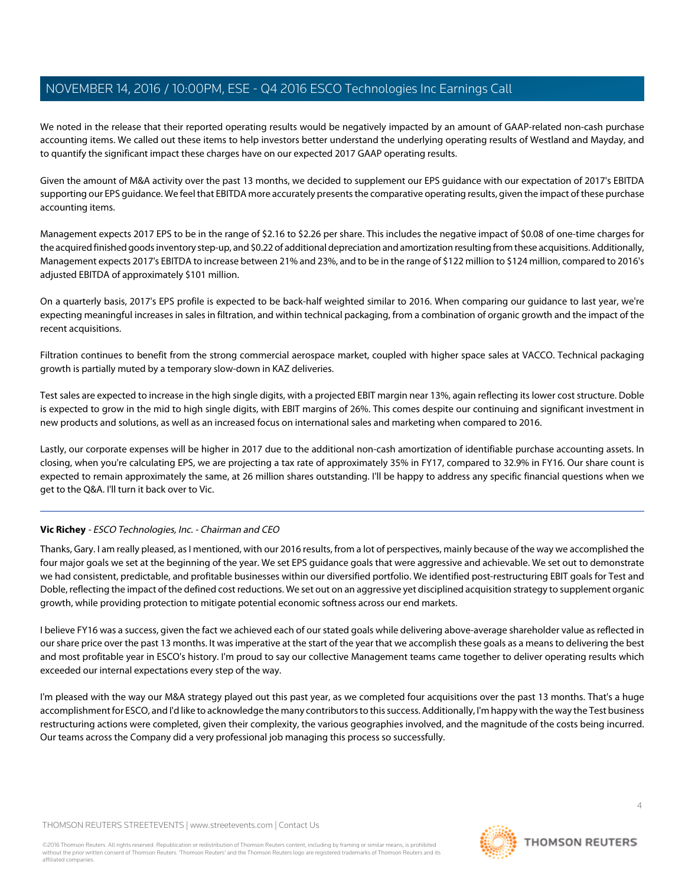We noted in the release that their reported operating results would be negatively impacted by an amount of GAAP-related non-cash purchase accounting items. We called out these items to help investors better understand the underlying operating results of Westland and Mayday, and to quantify the significant impact these charges have on our expected 2017 GAAP operating results.

Given the amount of M&A activity over the past 13 months, we decided to supplement our EPS guidance with our expectation of 2017's EBITDA supporting our EPS guidance. We feel that EBITDA more accurately presents the comparative operating results, given the impact of these purchase accounting items.

Management expects 2017 EPS to be in the range of $2.16 to $2.26 per share. This includes the negative impact of $0.08 of one-time charges for the acquired finished goods inventory step-up, and $0.22 of additional depreciation and amortization resulting from these acquisitions. Additionally, Management expects 2017's EBITDA to increase between 21% and 23%, and to be in the range of $122 million to $124 million, compared to 2016's adjusted EBITDA of approximately $101 million.

On a quarterly basis, 2017's EPS profile is expected to be back-half weighted similar to 2016. When comparing our guidance to last year, we're expecting meaningful increases in sales in filtration, and within technical packaging, from a combination of organic growth and the impact of the recent acquisitions.

Filtration continues to benefit from the strong commercial aerospace market, coupled with higher space sales at VACCO. Technical packaging growth is partially muted by a temporary slow-down in KAZ deliveries.

Test sales are expected to increase in the high single digits, with a projected EBIT margin near 13%, again reflecting its lower cost structure. Doble is expected to grow in the mid to high single digits, with EBIT margins of 26%. This comes despite our continuing and significant investment in new products and solutions, as well as an increased focus on international sales and marketing when compared to 2016.

Lastly, our corporate expenses will be higher in 2017 due to the additional non-cash amortization of identifiable purchase accounting assets. In closing, when you're calculating EPS, we are projecting a tax rate of approximately 35% in FY17, compared to 32.9% in FY16. Our share count is expected to remain approximately the same, at 26 million shares outstanding. I'll be happy to address any specific financial questions when we get to the Q&A. I'll turn it back over to Vic.

---

**Vic Richey** - *ESCO Technologies, Inc. - Chairman and CEO*

Thanks, Gary. I am really pleased, as I mentioned, with our 2016 results, from a lot of perspectives, mainly because of the way we accomplished the four major goals we set at the beginning of the year. We set EPS guidance goals that were aggressive and achievable. We set out to demonstrate we had consistent, predictable, and profitable businesses within our diversified portfolio. We identified post-restructuring EBIT goals for Test and Doble, reflecting the impact of the defined cost reductions. We set out on an aggressive yet disciplined acquisition strategy to supplement organic growth, while providing protection to mitigate potential economic softness across our end markets.

I believe FY16 was a success, given the fact we achieved each of our stated goals while delivering above-average shareholder value as reflected in our share price over the past 13 months. It was imperative at the start of the year that we accomplish these goals as a means to delivering the best and most profitable year in ESCO's history. I'm proud to say our collective Management teams came together to deliver operating results which exceeded our internal expectations every step of the way.

I'm pleased with the way our M&A strategy played out this past year, as we completed four acquisitions over the past 13 months. That's a huge accomplishment for ESCO, and I'd like to acknowledge the many contributors to this success. Additionally, I'm happy with the way the Test business restructuring actions were completed, given their complexity, the various geographies involved, and the magnitude of the costs being incurred. Our teams across the Company did a very professional job managing this process so successfully.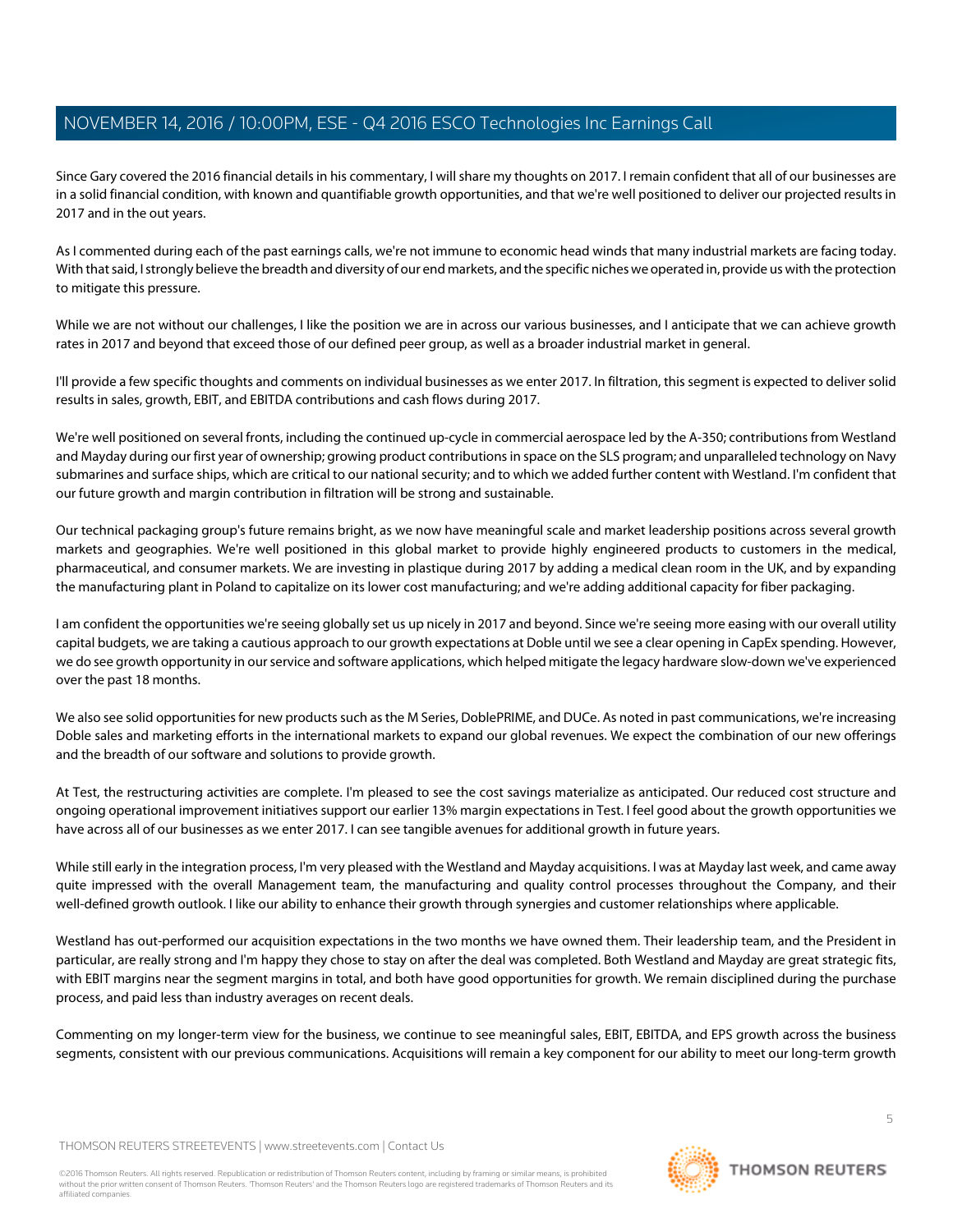Since Gary covered the 2016 financial details in his commentary, I will share my thoughts on 2017. I remain confident that all of our businesses are in a solid financial condition, with known and quantifiable growth opportunities, and that we're well positioned to deliver our projected results in 2017 and in the out years.

As I commented during each of the past earnings calls, we're not immune to economic head winds that many industrial markets are facing today. With that said, I strongly believe the breadth and diversity of our end markets, and the specific niches we operated in, provide us with the protection to mitigate this pressure.

While we are not without our challenges, I like the position we are in across our various businesses, and I anticipate that we can achieve growth rates in 2017 and beyond that exceed those of our defined peer group, as well as a broader industrial market in general.

I'll provide a few specific thoughts and comments on individual businesses as we enter 2017. In filtration, this segment is expected to deliver solid results in sales, growth, EBIT, and EBITDA contributions and cash flows during 2017.

We're well positioned on several fronts, including the continued up-cycle in commercial aerospace led by the A-350; contributions from Westland and Mayday during our first year of ownership; growing product contributions in space on the SLS program; and unparalleled technology on Navy submarines and surface ships, which are critical to our national security; and to which we added further content with Westland. I'm confident that our future growth and margin contribution in filtration will be strong and sustainable.

Our technical packaging group's future remains bright, as we now have meaningful scale and market leadership positions across several growth markets and geographies. We're well positioned in this global market to provide highly engineered products to customers in the medical, pharmaceutical, and consumer markets. We are investing in plastique during 2017 by adding a medical clean room in the UK, and by expanding the manufacturing plant in Poland to capitalize on its lower cost manufacturing; and we're adding additional capacity for fiber packaging.

I am confident the opportunities we're seeing globally set us up nicely in 2017 and beyond. Since we're seeing more easing with our overall utility capital budgets, we are taking a cautious approach to our growth expectations at Doble until we see a clear opening in CapEx spending. However, we do see growth opportunity in our service and software applications, which helped mitigate the legacy hardware slow-down we've experienced over the past 18 months.

We also see solid opportunities for new products such as the M Series, DoblePRIME, and DUCe. As noted in past communications, we're increasing Doble sales and marketing efforts in the international markets to expand our global revenues. We expect the combination of our new offerings and the breadth of our software and solutions to provide growth.

At Test, the restructuring activities are complete. I'm pleased to see the cost savings materialize as anticipated. Our reduced cost structure and ongoing operational improvement initiatives support our earlier 13% margin expectations in Test. I feel good about the growth opportunities we have across all of our businesses as we enter 2017. I can see tangible avenues for additional growth in future years.

While still early in the integration process, I'm very pleased with the Westland and Mayday acquisitions. I was at Mayday last week, and came away quite impressed with the overall Management team, the manufacturing and quality control processes throughout the Company, and their well-defined growth outlook. I like our ability to enhance their growth through synergies and customer relationships where applicable.

Westland has out-performed our acquisition expectations in the two months we have owned them. Their leadership team, and the President in particular, are really strong and I'm happy they chose to stay on after the deal was completed. Both Westland and Mayday are great strategic fits, with EBIT margins near the segment margins in total, and both have good opportunities for growth. We remain disciplined during the purchase process, and paid less than industry averages on recent deals.

Commenting on my longer-term view for the business, we continue to see meaningful sales, EBIT, EBITDA, and EPS growth across the business segments, consistent with our previous communications. Acquisitions will remain a key component for our ability to meet our long-term growth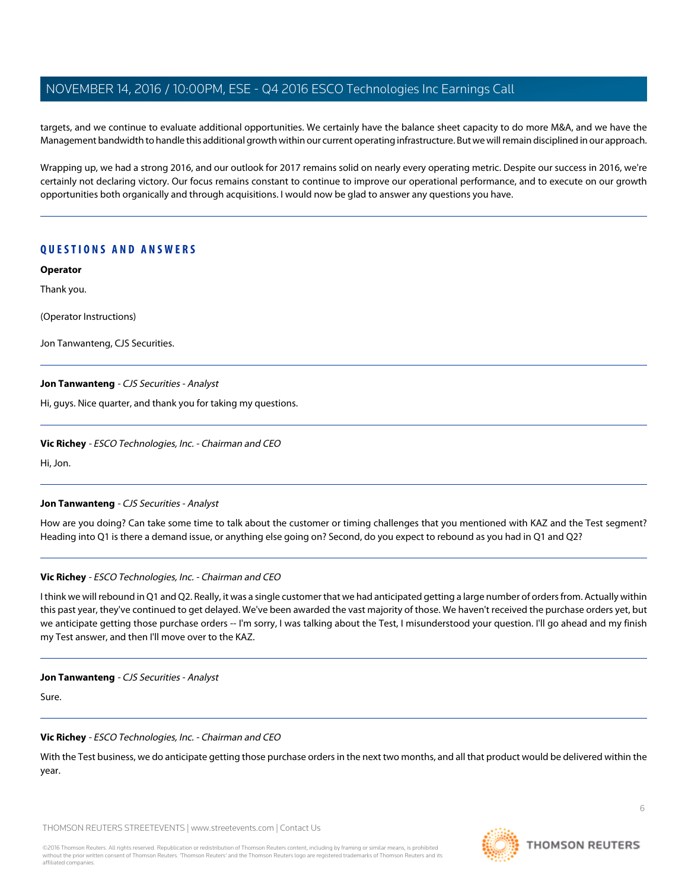targets, and we continue to evaluate additional opportunities. We certainly have the balance sheet capacity to do more M&A, and we have the Management bandwidth to handle this additional growth within our current operating infrastructure. But we will remain disciplined in our approach.

Wrapping up, we had a strong 2016, and our outlook for 2017 remains solid on nearly every operating metric. Despite our success in 2016, we're certainly not declaring victory. Our focus remains constant to continue to improve our operational performance, and to execute on our growth opportunities both organically and through acquisitions. I would now be glad to answer any questions you have.

---

## QUESTIONS AND ANSWERS

**Operator**

Thank you.

(Operator Instructions)

Jon Tanwanteng, CJS Securities.

---

**Jon Tanwanteng** - *CJS Securities - Analyst*

Hi, guys. Nice quarter, and thank you for taking my questions.

---

**Vic Richey** - *ESCO Technologies, Inc. - Chairman and CEO*

Hi, Jon.

---

**Jon Tanwanteng** - *CJS Securities - Analyst*

How are you doing? Can take some time to talk about the customer or timing challenges that you mentioned with KAZ and the Test segment? Heading into Q1 is there a demand issue, or anything else going on? Second, do you expect to rebound as you had in Q1 and Q2?

---

**Vic Richey** - *ESCO Technologies, Inc. - Chairman and CEO*

I think we will rebound in Q1 and Q2. Really, it was a single customer that we had anticipated getting a large number of orders from. Actually within this past year, they've continued to get delayed. We've been awarded the vast majority of those. We haven't received the purchase orders yet, but we anticipate getting those purchase orders -- I'm sorry, I was talking about the Test, I misunderstood your question. I'll go ahead and my finish my Test answer, and then I'll move over to the KAZ.

---

**Jon Tanwanteng** - *CJS Securities - Analyst*

Sure.

---

**Vic Richey** - *ESCO Technologies, Inc. - Chairman and CEO*

With the Test business, we do anticipate getting those purchase orders in the next two months, and all that product would be delivered within the year.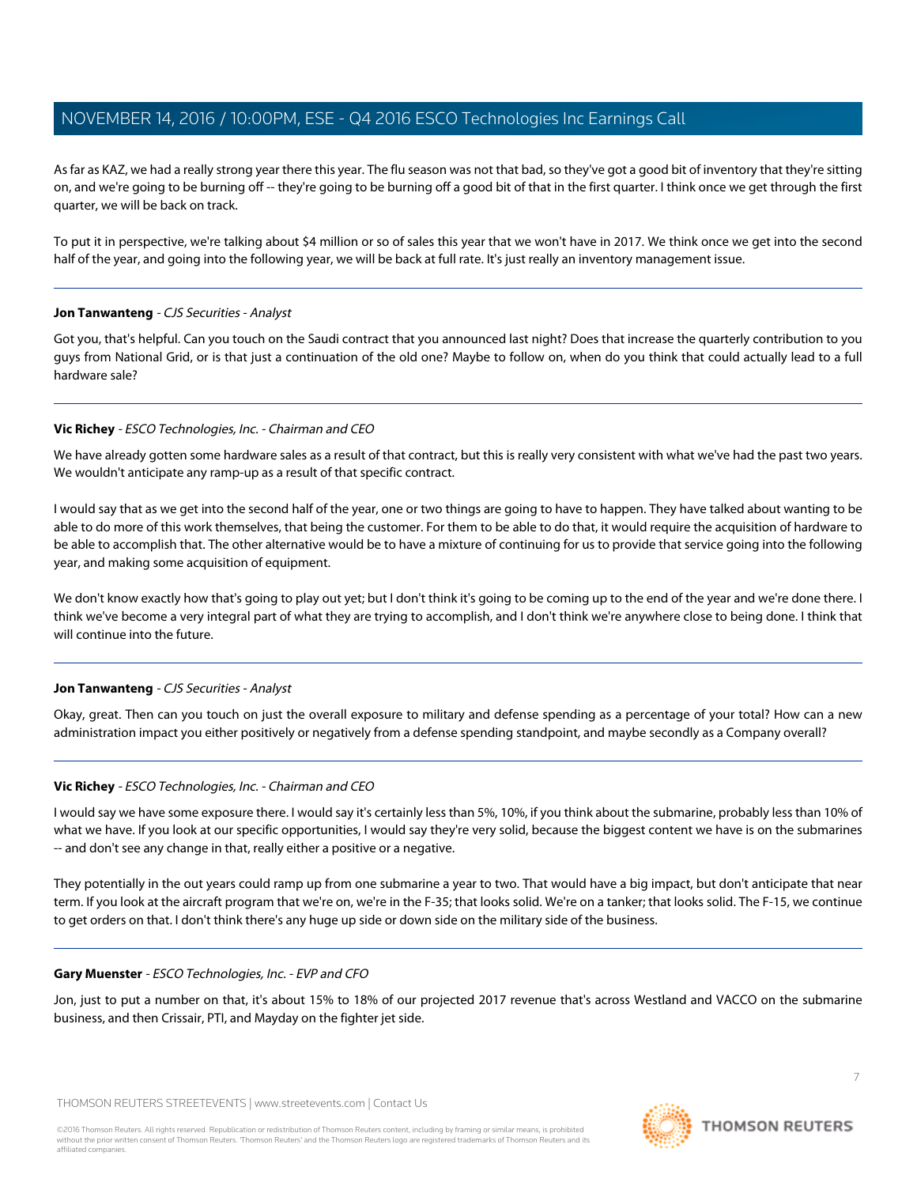As far as KAZ, we had a really strong year there this year. The flu season was not that bad, so they've got a good bit of inventory that they're sitting on, and we're going to be burning off -- they're going to be burning off a good bit of that in the first quarter. I think once we get through the first quarter, we will be back on track.

To put it in perspective, we're talking about $4 million or so of sales this year that we won't have in 2017. We think once we get into the second half of the year, and going into the following year, we will be back at full rate. It's just really an inventory management issue.

---

**Jon Tanwanteng** - *CJS Securities - Analyst*

Got you, that's helpful. Can you touch on the Saudi contract that you announced last night? Does that increase the quarterly contribution to you guys from National Grid, or is that just a continuation of the old one? Maybe to follow on, when do you think that could actually lead to a full hardware sale?

---

**Vic Richey** - *ESCO Technologies, Inc. - Chairman and CEO*

We have already gotten some hardware sales as a result of that contract, but this is really very consistent with what we've had the past two years. We wouldn't anticipate any ramp-up as a result of that specific contract.

I would say that as we get into the second half of the year, one or two things are going to have to happen. They have talked about wanting to be able to do more of this work themselves, that being the customer. For them to be able to do that, it would require the acquisition of hardware to be able to accomplish that. The other alternative would be to have a mixture of continuing for us to provide that service going into the following year, and making some acquisition of equipment.

We don't know exactly how that's going to play out yet; but I don't think it's going to be coming up to the end of the year and we're done there. I think we've become a very integral part of what they are trying to accomplish, and I don't think we're anywhere close to being done. I think that will continue into the future.

---

**Jon Tanwanteng** - *CJS Securities - Analyst*

Okay, great. Then can you touch on just the overall exposure to military and defense spending as a percentage of your total? How can a new administration impact you either positively or negatively from a defense spending standpoint, and maybe secondly as a Company overall?

---

**Vic Richey** - *ESCO Technologies, Inc. - Chairman and CEO*

I would say we have some exposure there. I would say it's certainly less than 5%, 10%, if you think about the submarine, probably less than 10% of what we have. If you look at our specific opportunities, I would say they're very solid, because the biggest content we have is on the submarines -- and don't see any change in that, really either a positive or a negative.

They potentially in the out years could ramp up from one submarine a year to two. That would have a big impact, but don't anticipate that near term. If you look at the aircraft program that we're on, we're in the F-35; that looks solid. We're on a tanker; that looks solid. The F-15, we continue to get orders on that. I don't think there's any huge up side or down side on the military side of the business.

---

**Gary Muenster** - *ESCO Technologies, Inc. - EVP and CFO*

Jon, just to put a number on that, it's about 15% to 18% of our projected 2017 revenue that's across Westland and VACCO on the submarine business, and then Crissair, PTI, and Mayday on the fighter jet side.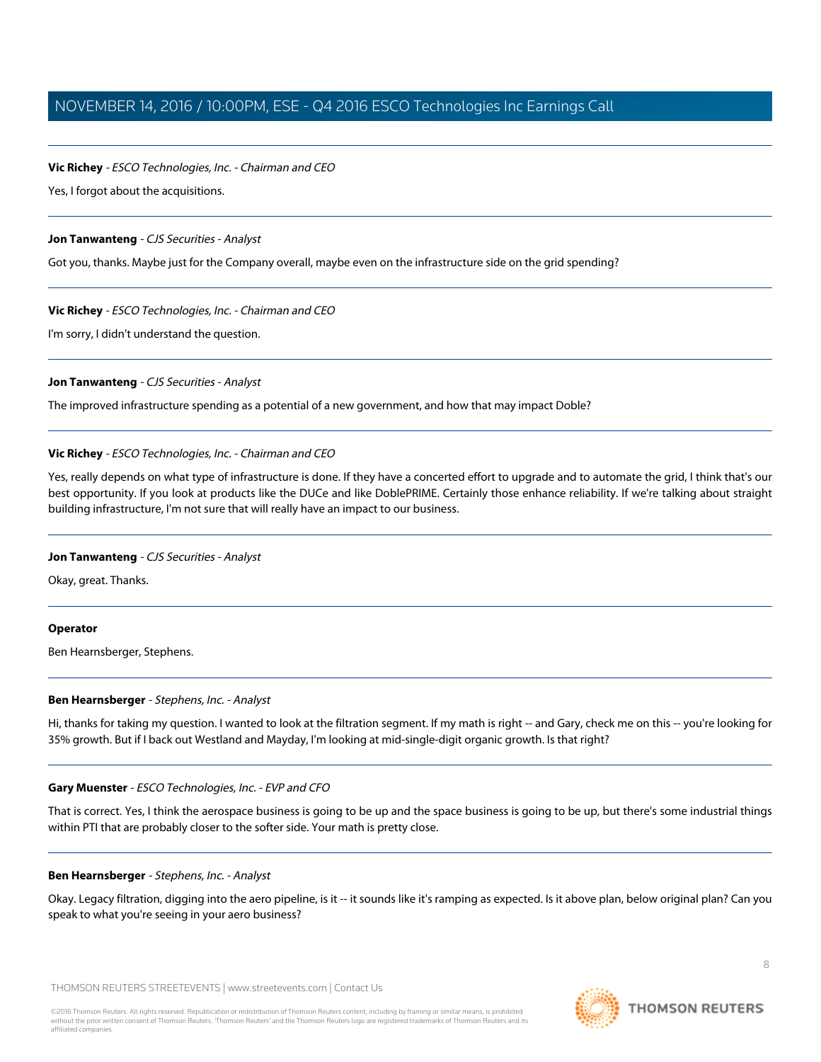**Vic Richey** - *ESCO Technologies, Inc. - Chairman and CEO*

Yes, I forgot about the acquisitions.

---

**Jon Tanwanteng** - *CJS Securities - Analyst*

Got you, thanks. Maybe just for the Company overall, maybe even on the infrastructure side on the grid spending?

---

**Vic Richey** - *ESCO Technologies, Inc. - Chairman and CEO*

I'm sorry, I didn't understand the question.

---

**Jon Tanwanteng** - *CJS Securities - Analyst*

The improved infrastructure spending as a potential of a new government, and how that may impact Doble?

---

**Vic Richey** - *ESCO Technologies, Inc. - Chairman and CEO*

Yes, really depends on what type of infrastructure is done. If they have a concerted effort to upgrade and to automate the grid, I think that's our best opportunity. If you look at products like the DUCe and like DoblePRIME. Certainly those enhance reliability. If we're talking about straight building infrastructure, I'm not sure that will really have an impact to our business.

---

**Jon Tanwanteng** - *CJS Securities - Analyst*

Okay, great. Thanks.

---

**Operator**

Ben Hearnsberger, Stephens.

---

**Ben Hearnsberger** - *Stephens, Inc. - Analyst*

Hi, thanks for taking my question. I wanted to look at the filtration segment. If my math is right -- and Gary, check me on this -- you're looking for 35% growth. But if I back out Westland and Mayday, I'm looking at mid-single-digit organic growth. Is that right?

---

**Gary Muenster** - *ESCO Technologies, Inc. - EVP and CFO*

That is correct. Yes, I think the aerospace business is going to be up and the space business is going to be up, but there's some industrial things within PTI that are probably closer to the softer side. Your math is pretty close.

---

**Ben Hearnsberger** - *Stephens, Inc. - Analyst*

Okay. Legacy filtration, digging into the aero pipeline, is it -- it sounds like it's ramping as expected. Is it above plan, below original plan? Can you speak to what you're seeing in your aero business?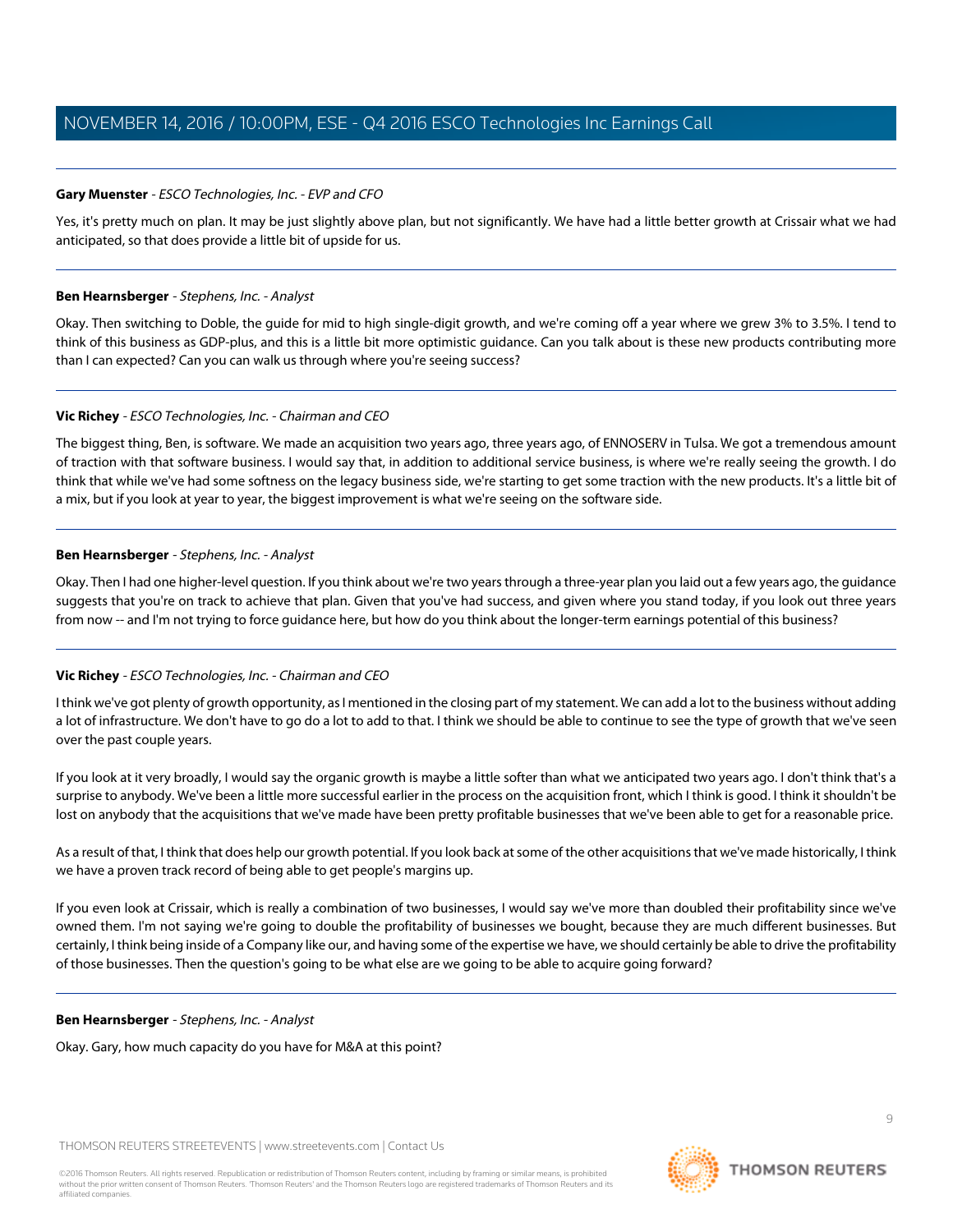**Gary Muenster** - *ESCO Technologies, Inc. - EVP and CFO*

Yes, it's pretty much on plan. It may be just slightly above plan, but not significantly. We have had a little better growth at Crissair what we had anticipated, so that does provide a little bit of upside for us.

---

**Ben Hearnsberger** - *Stephens, Inc. - Analyst*

Okay. Then switching to Doble, the guide for mid to high single-digit growth, and we're coming off a year where we grew 3% to 3.5%. I tend to think of this business as GDP-plus, and this is a little bit more optimistic guidance. Can you talk about is these new products contributing more than I can expected? Can you can walk us through where you're seeing success?

---

**Vic Richey** - *ESCO Technologies, Inc. - Chairman and CEO*

The biggest thing, Ben, is software. We made an acquisition two years ago, three years ago, of ENNOSERV in Tulsa. We got a tremendous amount of traction with that software business. I would say that, in addition to additional service business, is where we're really seeing the growth. I do think that while we've had some softness on the legacy business side, we're starting to get some traction with the new products. It's a little bit of a mix, but if you look at year to year, the biggest improvement is what we're seeing on the software side.

---

**Ben Hearnsberger** - *Stephens, Inc. - Analyst*

Okay. Then I had one higher-level question. If you think about we're two years through a three-year plan you laid out a few years ago, the guidance suggests that you're on track to achieve that plan. Given that you've had success, and given where you stand today, if you look out three years from now -- and I'm not trying to force guidance here, but how do you think about the longer-term earnings potential of this business?

---

**Vic Richey** - *ESCO Technologies, Inc. - Chairman and CEO*

I think we've got plenty of growth opportunity, as I mentioned in the closing part of my statement. We can add a lot to the business without adding a lot of infrastructure. We don't have to go do a lot to add to that. I think we should be able to continue to see the type of growth that we've seen over the past couple years.

If you look at it very broadly, I would say the organic growth is maybe a little softer than what we anticipated two years ago. I don't think that's a surprise to anybody. We've been a little more successful earlier in the process on the acquisition front, which I think is good. I think it shouldn't be lost on anybody that the acquisitions that we've made have been pretty profitable businesses that we've been able to get for a reasonable price.

As a result of that, I think that does help our growth potential. If you look back at some of the other acquisitions that we've made historically, I think we have a proven track record of being able to get people's margins up.

If you even look at Crissair, which is really a combination of two businesses, I would say we've more than doubled their profitability since we've owned them. I'm not saying we're going to double the profitability of businesses we bought, because they are much different businesses. But certainly, I think being inside of a Company like our, and having some of the expertise we have, we should certainly be able to drive the profitability of those businesses. Then the question's going to be what else are we going to be able to acquire going forward?

---

**Ben Hearnsberger** - *Stephens, Inc. - Analyst*

Okay. Gary, how much capacity do you have for M&A at this point?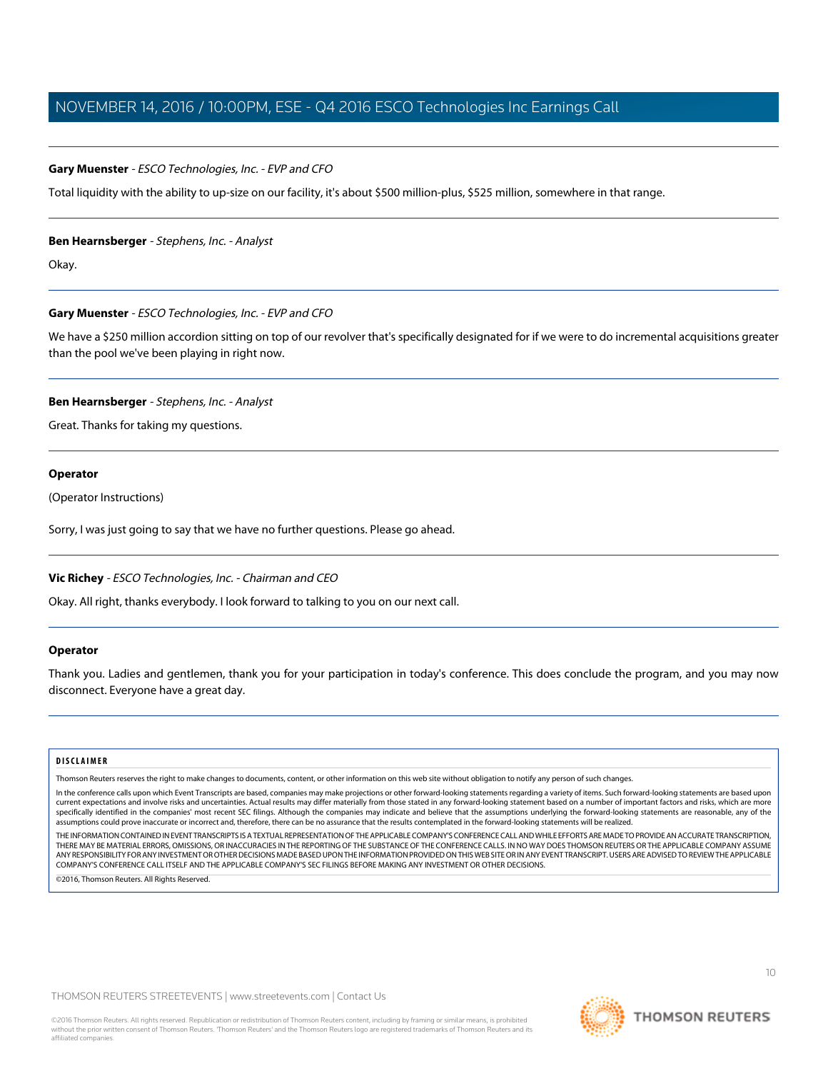**Gary Muenster** - *ESCO Technologies, Inc. - EVP and CFO*

Total liquidity with the ability to up-size on our facility, it's about $500 million-plus, $525 million, somewhere in that range.

---

**Ben Hearnsberger** - *Stephens, Inc. - Analyst*

Okay.

---

**Gary Muenster** - *ESCO Technologies, Inc. - EVP and CFO*

We have a $250 million accordion sitting on top of our revolver that's specifically designated for if we were to do incremental acquisitions greater than the pool we've been playing in right now.

---

**Ben Hearnsberger** - *Stephens, Inc. - Analyst*

Great. Thanks for taking my questions.

---

**Operator**

(Operator Instructions)

Sorry, I was just going to say that we have no further questions. Please go ahead.

---

**Vic Richey** - *ESCO Technologies, Inc. - Chairman and CEO*

Okay. All right, thanks everybody. I look forward to talking to you on our next call.

---

**Operator**

Thank you. Ladies and gentlemen, thank you for your participation in today's conference. This does conclude the program, and you may now disconnect. Everyone have a great day.

---

**DISCLAIMER**

Thomson Reuters reserves the right to make changes to documents, content, or other information on this web site without obligation to notify any person of such changes.

In the conference calls upon which Event Transcripts are based, companies may make projections or other forward-looking statements regarding a variety of items. Such forward-looking statements are based upon current expectations and involve risks and uncertainties. Actual results may differ materially from those stated in any forward-looking statement based on a number of important factors and risks, which are more specifically identified in the companies' most recent SEC filings. Although the companies may indicate and believe that the assumptions underlying the forward-looking statements are reasonable, any of the assumptions could prove inaccurate or incorrect and, therefore, there can be no assurance that the results contemplated in the forward-looking statements will be realized.

THE INFORMATION CONTAINED IN EVENT TRANSCRIPTS IS A TEXTUAL REPRESENTATION OF THE APPLICABLE COMPANY'S CONFERENCE CALL AND WHILE EFFORTS ARE MADE TO PROVIDE AN ACCURATE TRANSCRIPTION, THERE MAY BE MATERIAL ERRORS, OMISSIONS, OR INACCURACIES IN THE REPORTING OF THE SUBSTANCE OF THE CONFERENCE CALLS. IN NO WAY DOES THOMSON REUTERS OR THE APPLICABLE COMPANY ASSUME ANY RESPONSIBILITY FOR ANY INVESTMENT OR OTHER DECISIONS MADE BASED UPON THE INFORMATION PROVIDED ON THIS WEB SITE OR IN ANY EVENT TRANSCRIPT. USERS ARE ADVISED TO REVIEW THE APPLICABLE COMPANY'S CONFERENCE CALL ITSELF AND THE APPLICABLE COMPANY'S SEC FILINGS BEFORE MAKING ANY INVESTMENT OR OTHER DECISIONS.

©2016, Thomson Reuters. All Rights Reserved.